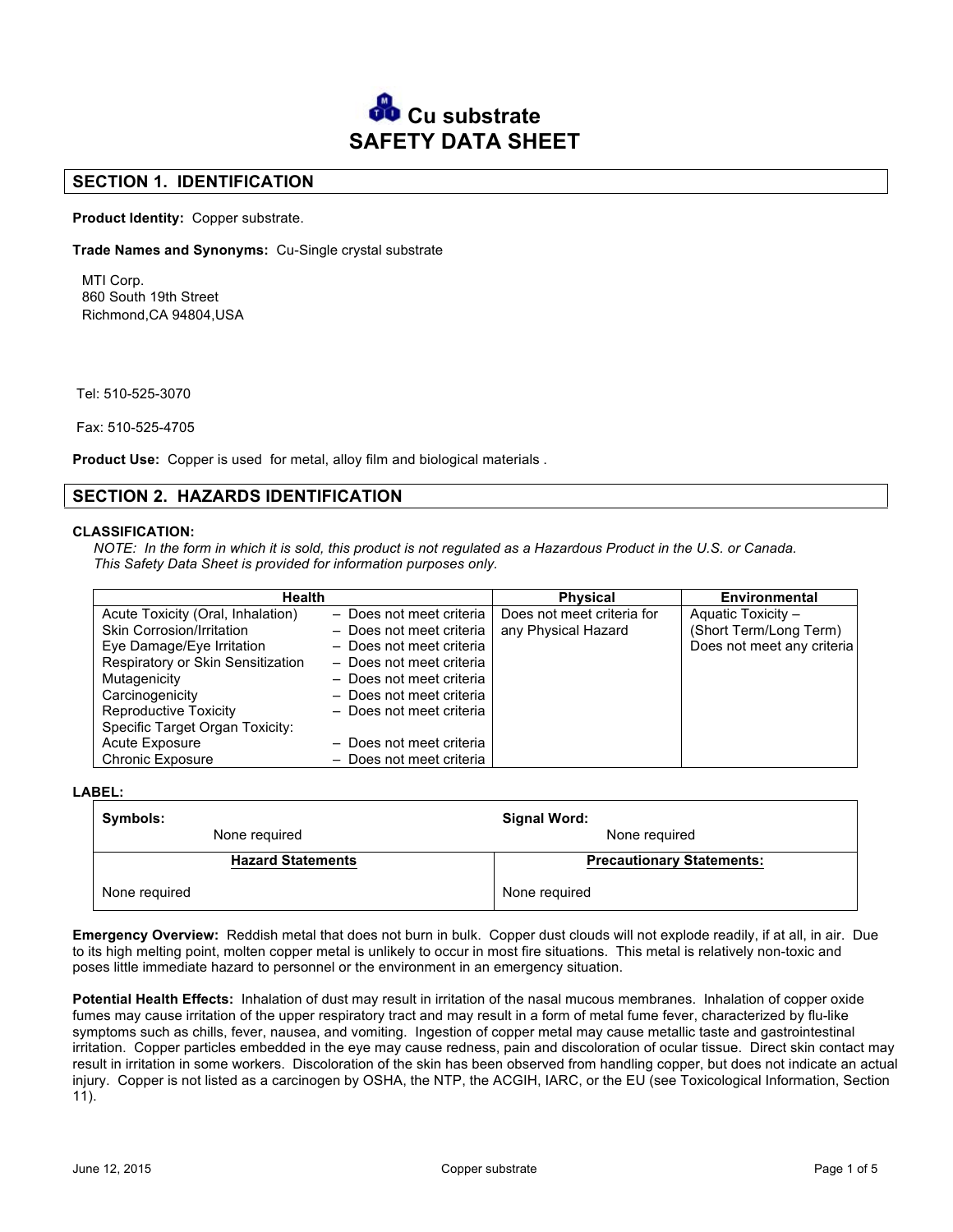# Cu substrate
# SAFETY DATA SHEET

## SECTION 1. IDENTIFICATION

**Product Identity:** Copper substrate.

**Trade Names and Synonyms:** Cu-Single crystal substrate

MTI Corp.
860 South 19th Street
Richmond,CA 94804,USA

Tel: 510-525-3070

Fax: 510-525-4705

**Product Use:** Copper is used for metal, alloy film and biological materials .

## SECTION 2. HAZARDS IDENTIFICATION

**CLASSIFICATION:**

*NOTE: In the form in which it is sold, this product is not regulated as a Hazardous Product in the U.S. or Canada. This Safety Data Sheet is provided for information purposes only.*

| Health | | Physical | Environmental |
|---|---|---|---|
| Acute Toxicity (Oral, Inhalation) | – Does not meet criteria | Does not meet criteria for any Physical Hazard | Aquatic Toxicity – (Short Term/Long Term) Does not meet any criteria |
| Skin Corrosion/Irritation | – Does not meet criteria | | |
| Eye Damage/Eye Irritation | – Does not meet criteria | | |
| Respiratory or Skin Sensitization | – Does not meet criteria | | |
| Mutagenicity | – Does not meet criteria | | |
| Carcinogenicity | – Does not meet criteria | | |
| Reproductive Toxicity | – Does not meet criteria | | |
| Specific Target Organ Toxicity: | | | |
| Acute Exposure | – Does not meet criteria | | |
| Chronic Exposure | – Does not meet criteria | | |

**LABEL:**

| **Symbols:** None required | **Signal Word:** None required |
|---|---|
| **Hazard Statements** | **Precautionary Statements:** |
| None required | None required |

**Emergency Overview:** Reddish metal that does not burn in bulk. Copper dust clouds will not explode readily, if at all, in air. Due to its high melting point, molten copper metal is unlikely to occur in most fire situations. This metal is relatively non-toxic and poses little immediate hazard to personnel or the environment in an emergency situation.

**Potential Health Effects:** Inhalation of dust may result in irritation of the nasal mucous membranes. Inhalation of copper oxide fumes may cause irritation of the upper respiratory tract and may result in a form of metal fume fever, characterized by flu-like symptoms such as chills, fever, nausea, and vomiting. Ingestion of copper metal may cause metallic taste and gastrointestinal irritation. Copper particles embedded in the eye may cause redness, pain and discoloration of ocular tissue. Direct skin contact may result in irritation in some workers. Discoloration of the skin has been observed from handling copper, but does not indicate an actual injury. Copper is not listed as a carcinogen by OSHA, the NTP, the ACGIH, IARC, or the EU (see Toxicological Information, Section 11).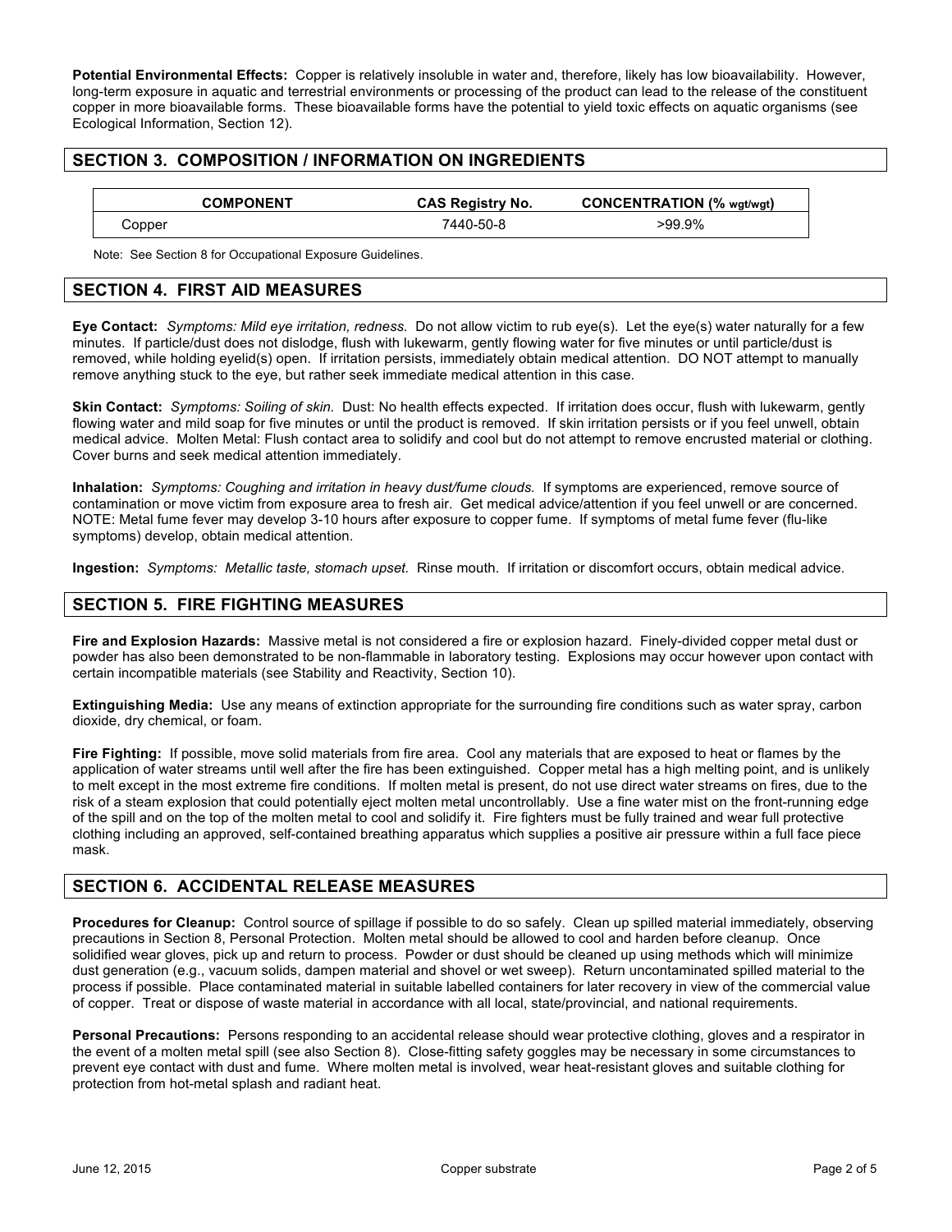**Potential Environmental Effects:** Copper is relatively insoluble in water and, therefore, likely has low bioavailability. However, long-term exposure in aquatic and terrestrial environments or processing of the product can lead to the release of the constituent copper in more bioavailable forms. These bioavailable forms have the potential to yield toxic effects on aquatic organisms (see Ecological Information, Section 12).

## SECTION 3. COMPOSITION / INFORMATION ON INGREDIENTS

| COMPONENT | CAS Registry No. | CONCENTRATION (% $_{wgt/wgt}$) |
|---|---|---|
| Copper | 7440-50-8 | >99.9% |

Note: See Section 8 for Occupational Exposure Guidelines.

## SECTION 4. FIRST AID MEASURES

**Eye Contact:** *Symptoms: Mild eye irritation, redness.* Do not allow victim to rub eye(s). Let the eye(s) water naturally for a few minutes. If particle/dust does not dislodge, flush with lukewarm, gently flowing water for five minutes or until particle/dust is removed, while holding eyelid(s) open. If irritation persists, immediately obtain medical attention. DO NOT attempt to manually remove anything stuck to the eye, but rather seek immediate medical attention in this case.

**Skin Contact:** *Symptoms: Soiling of skin.* Dust: No health effects expected. If irritation does occur, flush with lukewarm, gently flowing water and mild soap for five minutes or until the product is removed. If skin irritation persists or if you feel unwell, obtain medical advice. Molten Metal: Flush contact area to solidify and cool but do not attempt to remove encrusted material or clothing. Cover burns and seek medical attention immediately.

**Inhalation:** *Symptoms: Coughing and irritation in heavy dust/fume clouds.* If symptoms are experienced, remove source of contamination or move victim from exposure area to fresh air. Get medical advice/attention if you feel unwell or are concerned. NOTE: Metal fume fever may develop 3-10 hours after exposure to copper fume. If symptoms of metal fume fever (flu-like symptoms) develop, obtain medical attention.

**Ingestion:** *Symptoms: Metallic taste, stomach upset.* Rinse mouth. If irritation or discomfort occurs, obtain medical advice.

## SECTION 5. FIRE FIGHTING MEASURES

**Fire and Explosion Hazards:** Massive metal is not considered a fire or explosion hazard. Finely-divided copper metal dust or powder has also been demonstrated to be non-flammable in laboratory testing. Explosions may occur however upon contact with certain incompatible materials (see Stability and Reactivity, Section 10).

**Extinguishing Media:** Use any means of extinction appropriate for the surrounding fire conditions such as water spray, carbon dioxide, dry chemical, or foam.

**Fire Fighting:** If possible, move solid materials from fire area. Cool any materials that are exposed to heat or flames by the application of water streams until well after the fire has been extinguished. Copper metal has a high melting point, and is unlikely to melt except in the most extreme fire conditions. If molten metal is present, do not use direct water streams on fires, due to the risk of a steam explosion that could potentially eject molten metal uncontrollably. Use a fine water mist on the front-running edge of the spill and on the top of the molten metal to cool and solidify it. Fire fighters must be fully trained and wear full protective clothing including an approved, self-contained breathing apparatus which supplies a positive air pressure within a full face piece mask.

## SECTION 6. ACCIDENTAL RELEASE MEASURES

**Procedures for Cleanup:** Control source of spillage if possible to do so safely. Clean up spilled material immediately, observing precautions in Section 8, Personal Protection. Molten metal should be allowed to cool and harden before cleanup. Once solidified wear gloves, pick up and return to process. Powder or dust should be cleaned up using methods which will minimize dust generation (e.g., vacuum solids, dampen material and shovel or wet sweep). Return uncontaminated spilled material to the process if possible. Place contaminated material in suitable labelled containers for later recovery in view of the commercial value of copper. Treat or dispose of waste material in accordance with all local, state/provincial, and national requirements.

**Personal Precautions:** Persons responding to an accidental release should wear protective clothing, gloves and a respirator in the event of a molten metal spill (see also Section 8). Close-fitting safety goggles may be necessary in some circumstances to prevent eye contact with dust and fume. Where molten metal is involved, wear heat-resistant gloves and suitable clothing for protection from hot-metal splash and radiant heat.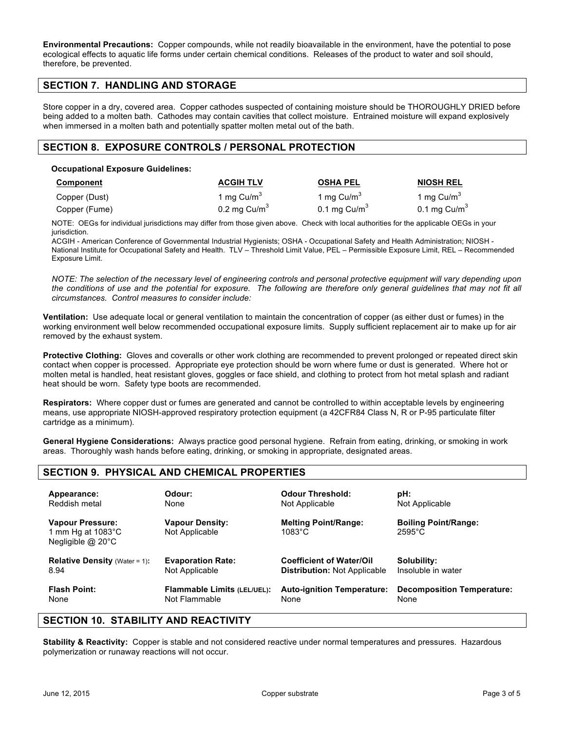**Environmental Precautions:** Copper compounds, while not readily bioavailable in the environment, have the potential to pose ecological effects to aquatic life forms under certain chemical conditions. Releases of the product to water and soil should, therefore, be prevented.

## SECTION 7. HANDLING AND STORAGE

Store copper in a dry, covered area. Copper cathodes suspected of containing moisture should be THOROUGHLY DRIED before being added to a molten bath. Cathodes may contain cavities that collect moisture. Entrained moisture will expand explosively when immersed in a molten bath and potentially spatter molten metal out of the bath.

## SECTION 8. EXPOSURE CONTROLS / PERSONAL PROTECTION

**Occupational Exposure Guidelines:**

| Component | ACGIH TLV | OSHA PEL | NIOSH REL |
|---|---|---|---|
| Copper (Dust) | 1 mg Cu/m$^3$ | 1 mg Cu/m$^3$ | 1 mg Cu/m$^3$ |
| Copper (Fume) | 0.2 mg Cu/m$^3$ | 0.1 mg Cu/m$^3$ | 0.1 mg Cu/m$^3$ |

NOTE: OEGs for individual jurisdictions may differ from those given above. Check with local authorities for the applicable OEGs in your jurisdiction.
ACGIH - American Conference of Governmental Industrial Hygienists; OSHA - Occupational Safety and Health Administration; NIOSH - National Institute for Occupational Safety and Health. TLV – Threshold Limit Value, PEL – Permissible Exposure Limit, REL – Recommended Exposure Limit.

*NOTE: The selection of the necessary level of engineering controls and personal protective equipment will vary depending upon the conditions of use and the potential for exposure. The following are therefore only general guidelines that may not fit all circumstances. Control measures to consider include:*

**Ventilation:** Use adequate local or general ventilation to maintain the concentration of copper (as either dust or fumes) in the working environment well below recommended occupational exposure limits. Supply sufficient replacement air to make up for air removed by the exhaust system.

**Protective Clothing:** Gloves and coveralls or other work clothing are recommended to prevent prolonged or repeated direct skin contact when copper is processed. Appropriate eye protection should be worn where fume or dust is generated. Where hot or molten metal is handled, heat resistant gloves, goggles or face shield, and clothing to protect from hot metal splash and radiant heat should be worn. Safety type boots are recommended.

**Respirators:** Where copper dust or fumes are generated and cannot be controlled to within acceptable levels by engineering means, use appropriate NIOSH-approved respiratory protection equipment (a 42CFR84 Class N, R or P-95 particulate filter cartridge as a minimum).

**General Hygiene Considerations:** Always practice good personal hygiene. Refrain from eating, drinking, or smoking in work areas. Thoroughly wash hands before eating, drinking, or smoking in appropriate, designated areas.

## SECTION 9. PHYSICAL AND CHEMICAL PROPERTIES

| | | | |
|---|---|---|---|
| **Appearance:** Reddish metal | **Odour:** None | **Odour Threshold:** Not Applicable | **pH:** Not Applicable |
| **Vapour Pressure:** 1 mm Hg at 1083°C Negligible @ 20°C | **Vapour Density:** Not Applicable | **Melting Point/Range:** 1083°C | **Boiling Point/Range:** 2595°C |
| **Relative Density** (Water = 1)**:** 8.94 | **Evaporation Rate:** Not Applicable | **Coefficient of Water/Oil Distribution:** Not Applicable | **Solubility:** Insoluble in water |
| **Flash Point:** None | **Flammable Limits (LEL/UEL):** Not Flammable | **Auto-ignition Temperature:** None | **Decomposition Temperature:** None |

## SECTION 10. STABILITY AND REACTIVITY

**Stability & Reactivity:** Copper is stable and not considered reactive under normal temperatures and pressures. Hazardous polymerization or runaway reactions will not occur.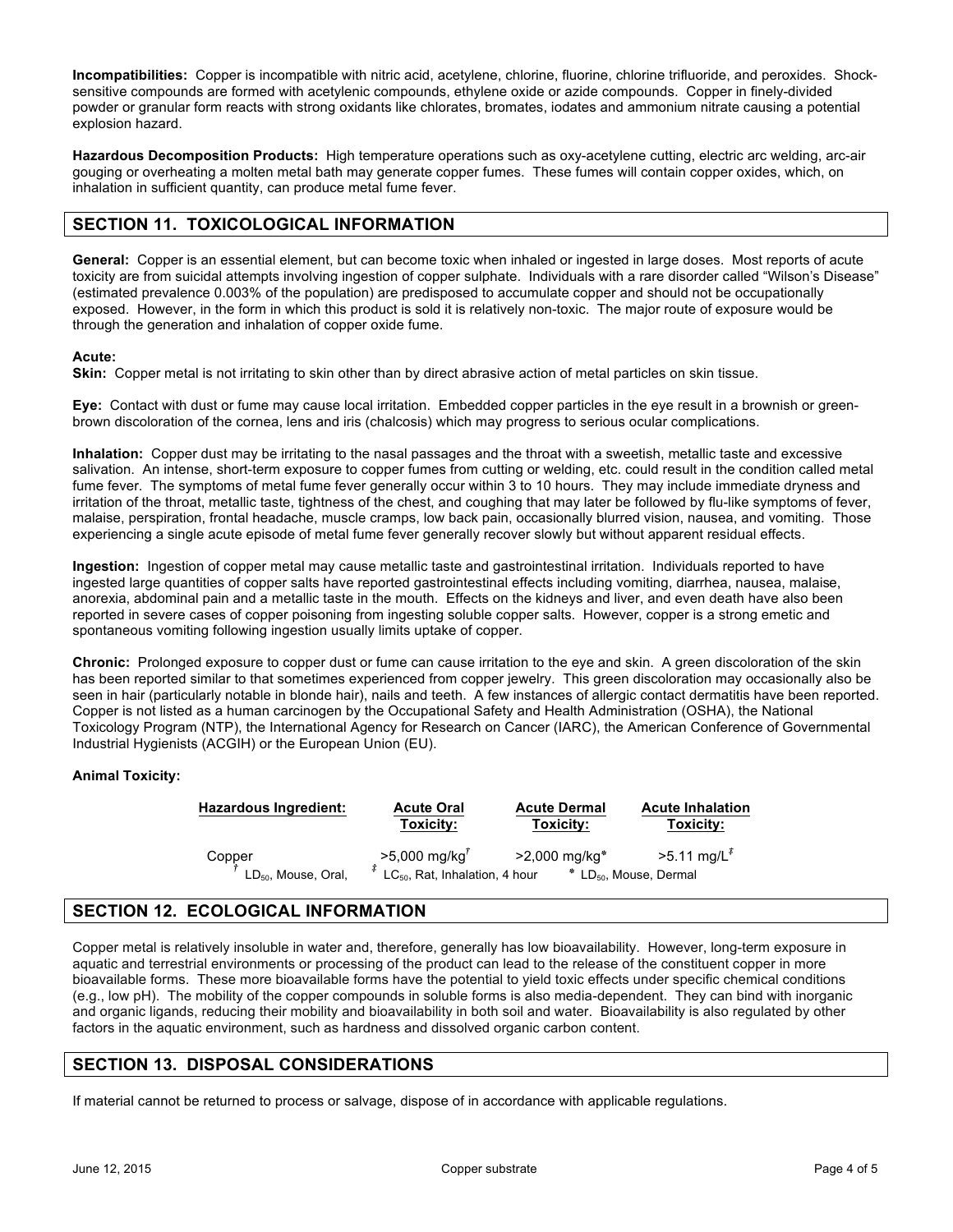**Incompatibilities:** Copper is incompatible with nitric acid, acetylene, chlorine, fluorine, chlorine trifluoride, and peroxides. Shock-sensitive compounds are formed with acetylenic compounds, ethylene oxide or azide compounds. Copper in finely-divided powder or granular form reacts with strong oxidants like chlorates, bromates, iodates and ammonium nitrate causing a potential explosion hazard.

**Hazardous Decomposition Products:** High temperature operations such as oxy-acetylene cutting, electric arc welding, arc-air gouging or overheating a molten metal bath may generate copper fumes. These fumes will contain copper oxides, which, on inhalation in sufficient quantity, can produce metal fume fever.

## SECTION 11. TOXICOLOGICAL INFORMATION

**General:** Copper is an essential element, but can become toxic when inhaled or ingested in large doses. Most reports of acute toxicity are from suicidal attempts involving ingestion of copper sulphate. Individuals with a rare disorder called "Wilson's Disease" (estimated prevalence 0.003% of the population) are predisposed to accumulate copper and should not be occupationally exposed. However, in the form in which this product is sold it is relatively non-toxic. The major route of exposure would be through the generation and inhalation of copper oxide fume.

**Acute:**

**Skin:** Copper metal is not irritating to skin other than by direct abrasive action of metal particles on skin tissue.

**Eye:** Contact with dust or fume may cause local irritation. Embedded copper particles in the eye result in a brownish or green-brown discoloration of the cornea, lens and iris (chalcosis) which may progress to serious ocular complications.

**Inhalation:** Copper dust may be irritating to the nasal passages and the throat with a sweetish, metallic taste and excessive salivation. An intense, short-term exposure to copper fumes from cutting or welding, etc. could result in the condition called metal fume fever. The symptoms of metal fume fever generally occur within 3 to 10 hours. They may include immediate dryness and irritation of the throat, metallic taste, tightness of the chest, and coughing that may later be followed by flu-like symptoms of fever, malaise, perspiration, frontal headache, muscle cramps, low back pain, occasionally blurred vision, nausea, and vomiting. Those experiencing a single acute episode of metal fume fever generally recover slowly but without apparent residual effects.

**Ingestion:** Ingestion of copper metal may cause metallic taste and gastrointestinal irritation. Individuals reported to have ingested large quantities of copper salts have reported gastrointestinal effects including vomiting, diarrhea, nausea, malaise, anorexia, abdominal pain and a metallic taste in the mouth. Effects on the kidneys and liver, and even death have also been reported in severe cases of copper poisoning from ingesting soluble copper salts. However, copper is a strong emetic and spontaneous vomiting following ingestion usually limits uptake of copper.

**Chronic:** Prolonged exposure to copper dust or fume can cause irritation to the eye and skin. A green discoloration of the skin has been reported similar to that sometimes experienced from copper jewelry. This green discoloration may occasionally also be seen in hair (particularly notable in blonde hair), nails and teeth. A few instances of allergic contact dermatitis have been reported. Copper is not listed as a human carcinogen by the Occupational Safety and Health Administration (OSHA), the National Toxicology Program (NTP), the International Agency for Research on Cancer (IARC), the American Conference of Governmental Industrial Hygienists (ACGIH) or the European Union (EU).

**Animal Toxicity:**

| Hazardous Ingredient: | Acute Oral Toxicity: | Acute Dermal Toxicity: | Acute Inhalation Toxicity: |
| --- | --- | --- | --- |
| Copper | >5,000 mg/kg† | >2,000 mg/kg* | >5.11 mg/L‡ |

† $LD_{50}$, Mouse, Oral, ‡ $LC_{50}$, Rat, Inhalation, 4 hour * $LD_{50}$, Mouse, Dermal

## SECTION 12. ECOLOGICAL INFORMATION

Copper metal is relatively insoluble in water and, therefore, generally has low bioavailability. However, long-term exposure in aquatic and terrestrial environments or processing of the product can lead to the release of the constituent copper in more bioavailable forms. These more bioavailable forms have the potential to yield toxic effects under specific chemical conditions (e.g., low pH). The mobility of the copper compounds in soluble forms is also media-dependent. They can bind with inorganic and organic ligands, reducing their mobility and bioavailability in both soil and water. Bioavailability is also regulated by other factors in the aquatic environment, such as hardness and dissolved organic carbon content.

## SECTION 13. DISPOSAL CONSIDERATIONS

If material cannot be returned to process or salvage, dispose of in accordance with applicable regulations.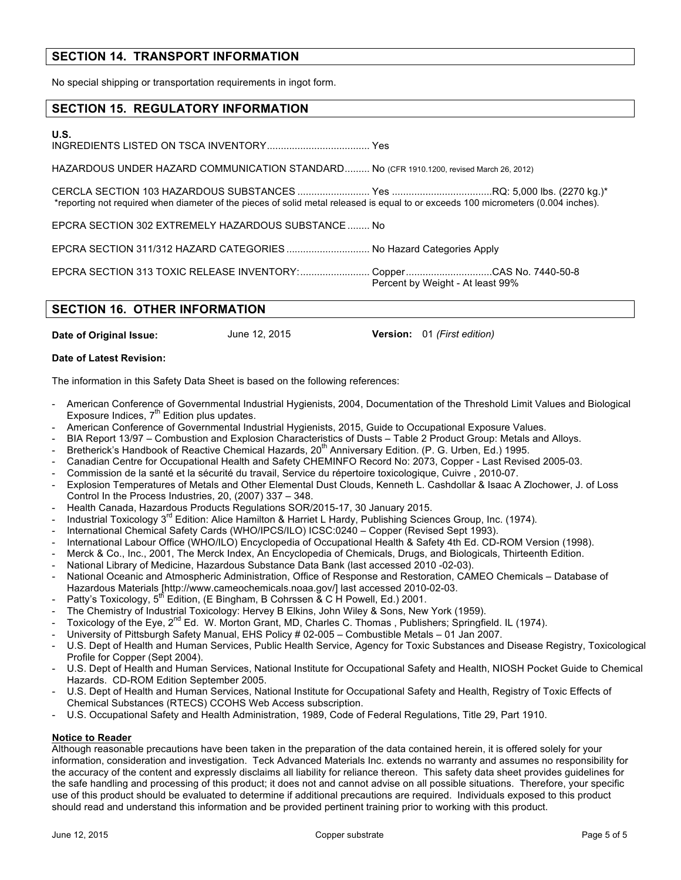## SECTION 14. TRANSPORT INFORMATION

No special shipping or transportation requirements in ingot form.

## SECTION 15. REGULATORY INFORMATION

**U.S.**

INGREDIENTS LISTED ON TSCA INVENTORY..................................... Yes

HAZARDOUS UNDER HAZARD COMMUNICATION STANDARD......... No (CFR 1910.1200, revised March 26, 2012)

CERCLA SECTION 103 HAZARDOUS SUBSTANCES .......................... Yes ....................................RQ: 5,000 lbs. (2270 kg.)*
*reporting not required when diameter of the pieces of solid metal released is equal to or exceeds 100 micrometers (0.004 inches).

EPCRA SECTION 302 EXTREMELY HAZARDOUS SUBSTANCE ........ No

EPCRA SECTION 311/312 HAZARD CATEGORIES .............................. No Hazard Categories Apply

EPCRA SECTION 313 TOXIC RELEASE INVENTORY:......................... Copper...............................CAS No. 7440-50-8
Percent by Weight - At least 99%

## SECTION 16. OTHER INFORMATION

**Date of Original Issue:** June 12, 2015 **Version:** 01 *(First edition)*

**Date of Latest Revision:**

The information in this Safety Data Sheet is based on the following references:

- American Conference of Governmental Industrial Hygienists, 2004, Documentation of the Threshold Limit Values and Biological Exposure Indices, 7th Edition plus updates.
- American Conference of Governmental Industrial Hygienists, 2015, Guide to Occupational Exposure Values.
- BIA Report 13/97 – Combustion and Explosion Characteristics of Dusts – Table 2 Product Group: Metals and Alloys.
- Bretherick's Handbook of Reactive Chemical Hazards, 20th Anniversary Edition. (P. G. Urben, Ed.) 1995.
- Canadian Centre for Occupational Health and Safety CHEMINFO Record No: 2073, Copper - Last Revised 2005-03.
- Commission de la santé et la sécurité du travail, Service du répertoire toxicologique, Cuivre , 2010-07.
- Explosion Temperatures of Metals and Other Elemental Dust Clouds, Kenneth L. Cashdollar & Isaac A Zlochower, J. of Loss Control In the Process Industries, 20, (2007) 337 – 348.
- Health Canada, Hazardous Products Regulations SOR/2015-17, 30 January 2015.
- Industrial Toxicology 3rd Edition: Alice Hamilton & Harriet L Hardy, Publishing Sciences Group, Inc. (1974).
- International Chemical Safety Cards (WHO/IPCS/ILO) ICSC:0240 – Copper (Revised Sept 1993).
- International Labour Office (WHO/ILO) Encyclopedia of Occupational Health & Safety 4th Ed. CD-ROM Version (1998).
- Merck & Co., Inc., 2001, The Merck Index, An Encyclopedia of Chemicals, Drugs, and Biologicals, Thirteenth Edition.
- National Library of Medicine, Hazardous Substance Data Bank (last accessed 2010 -02-03).
- National Oceanic and Atmospheric Administration, Office of Response and Restoration, CAMEO Chemicals – Database of Hazardous Materials [http://www.cameochemicals.noaa.gov/] last accessed 2010-02-03.
- Patty's Toxicology, 5th Edition, (E Bingham, B Cohrssen & C H Powell, Ed.) 2001.
- The Chemistry of Industrial Toxicology: Hervey B Elkins, John Wiley & Sons, New York (1959).
- Toxicology of the Eye, 2nd Ed. W. Morton Grant, MD, Charles C. Thomas , Publishers; Springfield. IL (1974).
- University of Pittsburgh Safety Manual, EHS Policy # 02-005 – Combustible Metals – 01 Jan 2007.
- U.S. Dept of Health and Human Services, Public Health Service, Agency for Toxic Substances and Disease Registry, Toxicological Profile for Copper (Sept 2004).
- U.S. Dept of Health and Human Services, National Institute for Occupational Safety and Health, NIOSH Pocket Guide to Chemical Hazards. CD-ROM Edition September 2005.
- U.S. Dept of Health and Human Services, National Institute for Occupational Safety and Health, Registry of Toxic Effects of Chemical Substances (RTECS) CCOHS Web Access subscription.
- U.S. Occupational Safety and Health Administration, 1989, Code of Federal Regulations, Title 29, Part 1910.

**Notice to Reader**

Although reasonable precautions have been taken in the preparation of the data contained herein, it is offered solely for your information, consideration and investigation. Teck Advanced Materials Inc. extends no warranty and assumes no responsibility for the accuracy of the content and expressly disclaims all liability for reliance thereon. This safety data sheet provides guidelines for the safe handling and processing of this product; it does not and cannot advise on all possible situations. Therefore, your specific use of this product should be evaluated to determine if additional precautions are required. Individuals exposed to this product should read and understand this information and be provided pertinent training prior to working with this product.